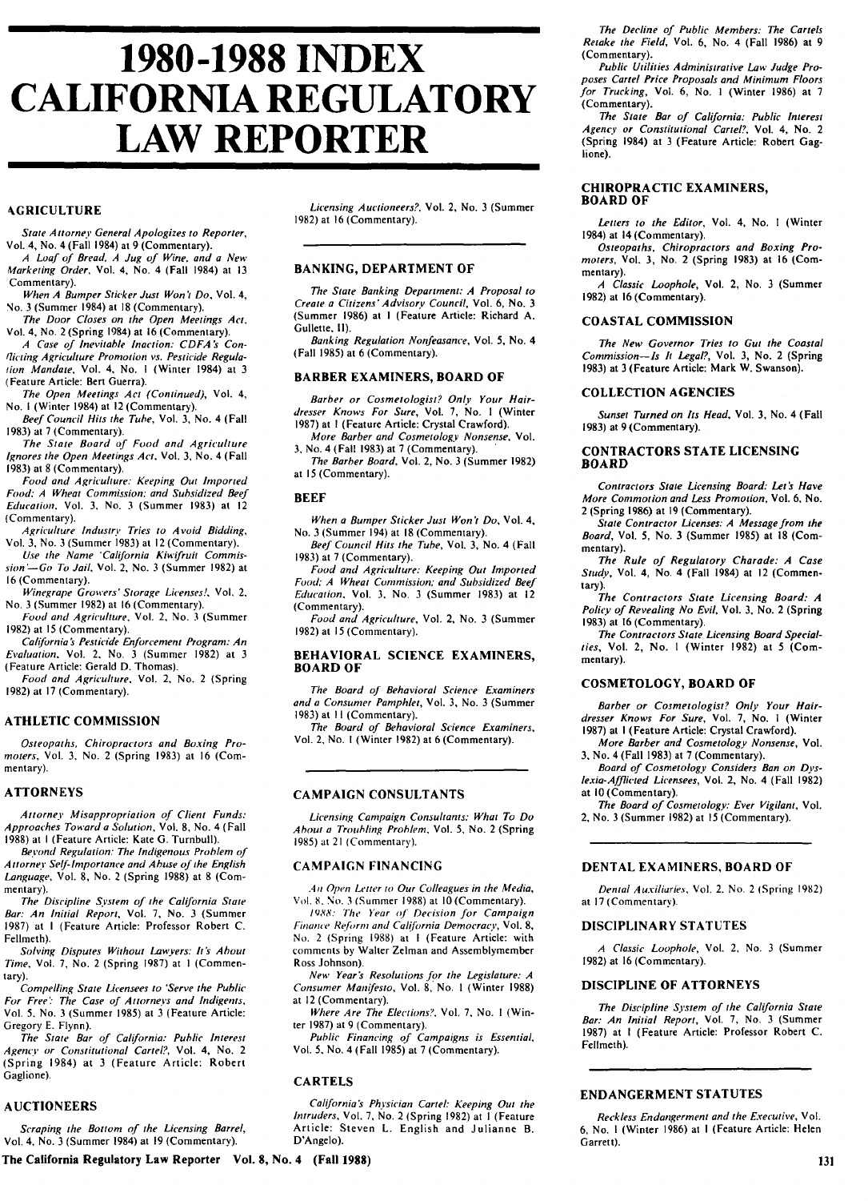# 1980-1988 INDEX CALIFORNIA REGULATORY LAW REPORTER

## AGRICULTURE

*State Attorney General Apologizes to Reporter*, Vol. 4, No. 4 (Fall 1984) at 9 (Commentary).

*A Loaf of Bread, A Jug of Wine, and a New Marketing Order*, Vol. 4, No. 4 (Fall 1984) at 13 (Commentary).

*When A Bumper Sticker Just Won't Do*, Vol. 4, No. 3 (Summer 1984) at 18 (Commentary).

*The Door Closes on the Open Meetings Act*, Vol. 4, No. 2 (Spring 1984) at 16 (Commentary).

*A Case of Inevitable Inaction: CDFA's Conflicting Agriculture Promotion vs. Pesticide Regulation Mandate*, Vol. 4, No. 1 (Winter 1984) at 3 (Feature Article: Bert Guerra).

*The Open Meetings Act (Continued)*, Vol. 4, No. 1 (Winter 1984) at 12 (Commentary).

*Beef Council Hits the Tube*, Vol. 3, No. 4 (Fall 1983) at 7 (Commentary).

*The State Board of Food and Agriculture Ignores the Open Meetings Act*, Vol. 3, No. 4 (Fall 1983) at 8 (Commentary).

*Food and Agriculture: Keeping Out Imported Food; A Wheat Commission; and Subsidized Beef Education*, Vol. 3, No. 3 (Summer 1983) at 12 (Commentary).

*Agriculture Industry Tries to Avoid Bidding*, Vol. 3, No. 3 (Summer 1983) at 12 (Commentary).

*Use the Name 'California Kiwifruit Commission'—Go To Jail*, Vol. 2, No. 3 (Summer 1982) at 16 (Commentary).

*Winegrape Growers' Storage Licenses!*, Vol. 2, No. 3 (Summer 1982) at 16 (Commentary).

*Food and Agriculture*, Vol. 2, No. 3 (Summer 1982) at 15 (Commentary).

*California's Pesticide Enforcement Program: An Evaluation*, Vol. 2, No. 3 (Summer 1982) at 3 (Feature Article: Gerald D. Thomas).

*Food and Agriculture*, Vol. 2, No. 2 (Spring 1982) at 17 (Commentary).

## ATHLETIC COMMISSION

*Osteopaths, Chiropractors and Boxing Promoters*, Vol. 3, No. 2 (Spring 1983) at 16 (Commentary).

## ATTORNEYS

*Attorney Misappropriation of Client Funds: Approaches Toward a Solution*, Vol. 8, No. 4 (Fall 1988) at 1 (Feature Article: Kate G. Turnbull).

*Beyond Regulation: The Indigenous Problem of Attorney Self-Importance and Abuse of the English Language*, Vol. 8, No. 2 (Spring 1988) at 8 (Commentary).

*The Discipline System of the California State Bar: An Initial Report*, Vol. 7, No. 3 (Summer 1987) at 1 (Feature Article: Professor Robert C. Fellmeth).

*Solving Disputes Without Lawyers: It's About Time*, Vol. 7, No. 2 (Spring 1987) at 1 (Commentary).

*Compelling State Licensees to 'Serve the Public For Free': The Case of Attorneys and Indigents*, Vol. 5, No. 3 (Summer 1985) at 3 (Feature Article: Gregory E. Flynn).

*The State Bar of California: Public Interest Agency or Constitutional Cartel?*, Vol. 4, No. 2 (Spring 1984) at 3 (Feature Article: Robert Gaglione).

## AUCTIONEERS

*Scraping the Bottom of the Licensing Barrel*, Vol. 4, No. 3 (Summer 1984) at 19 (Commentary).

*Licensing Auctioneers?*, Vol. 2, No. 3 (Summer 1982) at 16 (Commentary).

## BANKING, DEPARTMENT OF

*The State Banking Department: A Proposal to Create a Citizens' Advisory Council*, Vol. 6, No. 3 (Summer 1986) at 1 (Feature Article: Richard A. Gullette, II).

*Banking Regulation Nonfeasance*, Vol. 5, No. 4 (Fall 1985) at 6 (Commentary).

## BARBER EXAMINERS, BOARD OF

*Barber or Cosmetologist? Only Your Hairdresser Knows For Sure*, Vol. 7, No. 1 (Winter 1987) at 1 (Feature Article: Crystal Crawford).

*More Barber and Cosmetology Nonsense*, Vol. 3, No. 4 (Fall 1983) at 7 (Commentary).

*The Barber Board*, Vol. 2, No. 3 (Summer 1982) at 15 (Commentary).

## BEEF

*When a Bumper Sticker Just Won't Do*, Vol. 4, No. 3 (Summer 194) at 18 (Commentary).

*Beef Council Hits the Tube*, Vol. 3, No. 4 (Fall 1983) at 7 (Commentary).

*Food and Agriculture: Keeping Out Imported Food; A Wheat Commission; and Subsidized Beef Education*, Vol. 3, No. 3 (Summer 1983) at 12 (Commentary).

*Food and Agriculture*, Vol. 2, No. 3 (Summer 1982) at 15 (Commentary).

## BEHAVIORAL SCIENCE EXAMINERS, BOARD OF

*The Board of Behavioral Science Examiners and a Consumer Pamphlet*, Vol. 3, No. 3 (Summer 1983) at 11 (Commentary).

*The Board of Behavioral Science Examiners*, Vol. 2, No. 1 (Winter 1982) at 6 (Commentary).

## CAMPAIGN CONSULTANTS

*Licensing Campaign Consultants: What To Do About a Troubling Problem*, Vol. 5, No. 2 (Spring 1985) at 21 (Commentary).

## CAMPAIGN FINANCING

*An Open Letter to Our Colleagues in the Media*, Vol. 8, No. 3 (Summer 1988) at 10 (Commentary).

*1988: The Year of Decision for Campaign Finance Reform and California Democracy*, Vol. 8, No. 2 (Spring 1988) at 1 (Feature Article: with comments by Walter Zelman and Assemblymember Ross Johnson).

*New Year's Resolutions for the Legislature: A Consumer Manifesto*, Vol. 8, No. 1 (Winter 1988) at 12 (Commentary).

*Where Are The Elections?*, Vol. 7, No. 1 (Winter 1987) at 9 (Commentary).

*Public Financing of Campaigns is Essential*, Vol. 5, No. 4 (Fall 1985) at 7 (Commentary).

## CARTELS

*California's Physician Cartel: Keeping Out the Intruders*, Vol. 7, No. 2 (Spring 1982) at 1 (Feature Article: Steven L. English and Julianne B. D'Angelo).

*The Decline of Public Members: The Cartels Retake the Field*, Vol. 6, No. 4 (Fall 1986) at 9 (Commentary).

*Public Utilities Administrative Law Judge Proposes Cartel Price Proposals and Minimum Floors for Trucking*, Vol. 6, No. 1 (Winter 1986) at 7 (Commentary).

*The State Bar of California: Public Interest Agency or Constitutional Cartel?*, Vol. 4, No. 2 (Spring 1984) at 3 (Feature Article: Robert Gaglione).

## CHIROPRACTIC EXAMINERS, BOARD OF

*Letters to the Editor*, Vol. 4, No. 1 (Winter 1984) at 14 (Commentary).

*Osteopaths, Chiropractors and Boxing Promoters*, Vol. 3, No. 2 (Spring 1983) at 16 (Commentary).

*A Classic Loophole*, Vol. 2, No. 3 (Summer 1982) at 16 (Commentary).

## COASTAL COMMISSION

*The New Governor Tries to Gut the Coastal Commission—Is It Legal?*, Vol. 3, No. 2 (Spring 1983) at 3 (Feature Article: Mark W. Swanson).

## COLLECTION AGENCIES

*Sunset Turned on Its Head*, Vol. 3, No. 4 (Fall 1983) at 9 (Commentary).

## CONTRACTORS STATE LICENSING BOARD

*Contractors State Licensing Board: Let's Have More Commotion and Less Promotion*, Vol. 6, No. 2 (Spring 1986) at 19 (Commentary).

*State Contractor Licenses: A Message from the Board*, Vol. 5, No. 3 (Summer 1985) at 18 (Commentary).

*The Rule of Regulatory Charade: A Case Study*, Vol. 4, No. 4 (Fall 1984) at 12 (Commentary).

*The Contractors State Licensing Board: A Policy of Revealing No Evil*, Vol. 3, No. 2 (Spring 1983) at 16 (Commentary).

*The Contractors State Licensing Board Specialties*, Vol. 2, No. 1 (Winter 1982) at 5 (Commentary).

## COSMETOLOGY, BOARD OF

*Barber or Cosmetologist? Only Your Hairdresser Knows For Sure*, Vol. 7, No. 1 (Winter 1987) at 1 (Feature Article: Crystal Crawford).

*More Barber and Cosmetology Nonsense*, Vol. 3, No. 4 (Fall 1983) at 7 (Commentary).

*Board of Cosmetology Considers Ban on Dyslexia-Afflicted Licensees*, Vol. 2, No. 4 (Fall 1982) at 10 (Commentary).

*The Board of Cosmetology: Ever Vigilant*, Vol. 2, No. 3 (Summer 1982) at 15 (Commentary).

## DENTAL EXAMINERS, BOARD OF

*Dental Auxiliaries*, Vol. 2, No. 2 (Spring 1982) at 17 (Commentary).

## DISCIPLINARY STATUTES

*A Classic Loophole*, Vol. 2, No. 3 (Summer 1982) at 16 (Commentary).

## DISCIPLINE OF ATTORNEYS

*The Discipline System of the California State Bar: An Initial Report*, Vol. 7, No. 3 (Summer 1987) at 1 (Feature Article: Professor Robert C. Fellmeth).

## ENDANGERMENT STATUTES

*Reckless Endangerment and the Executive*, Vol. 6, No. 1 (Winter 1986) at 1 (Feature Article: Helen Garrett).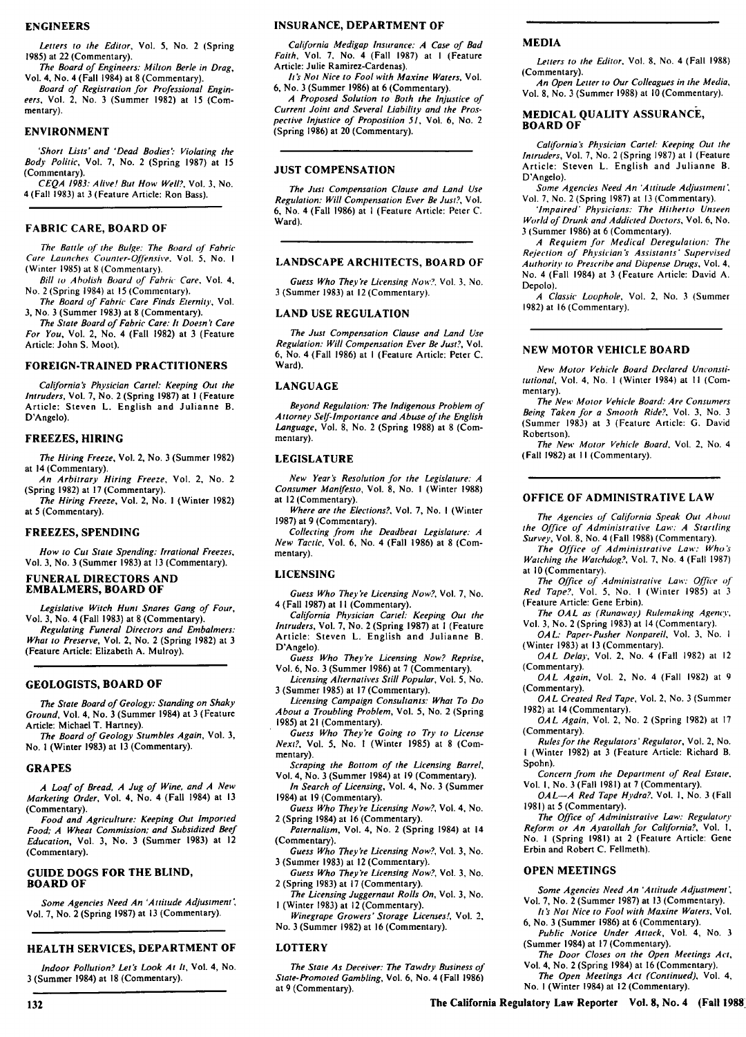## ENGINEERS

*Letters to the Editor*, Vol. 5, No. 2 (Spring 1985) at 22 (Commentary).

*The Board of Engineers: Milton Berle in Drag*, Vol. 4, No. 4 (Fall 1984) at 8 (Commentary).

*Board of Registration for Professional Engineers*, Vol. 2, No. 3 (Summer 1982) at 15 (Commentary).

## ENVIRONMENT

*'Short Lists' and 'Dead Bodies': Violating the Body Politic*, Vol. 7, No. 2 (Spring 1987) at 15 (Commentary).

*CEQA 1983: Alive! But How Well?*, Vol. 3, No. 4 (Fall 1983) at 3 (Feature Article: Ron Bass).

## FABRIC CARE, BOARD OF

*The Battle of the Bulge: The Board of Fabric Care Launches Counter-Offensive*, Vol. 5, No. 1 (Winter 1985) at 8 (Commentary).

*Bill to Abolish Board of Fabric Care*, Vol. 4, No. 2 (Spring 1984) at 15 (Commentary).

*The Board of Fabric Care Finds Eternity*, Vol. 3, No. 3 (Summer 1983) at 8 (Commentary).

*The State Board of Fabric Care: It Doesn't Care For You*, Vol. 2, No. 4 (Fall 1982) at 3 (Feature Article: John S. Moot).

## FOREIGN-TRAINED PRACTITIONERS

*California's Physician Cartel: Keeping Out the Intruders*, Vol. 7, No. 2 (Spring 1987) at 1 (Feature Article: Steven L. English and Julianne B. D'Angelo).

## FREEZES, HIRING

*The Hiring Freeze*, Vol. 2, No. 3 (Summer 1982) at 14 (Commentary).

*An Arbitrary Hiring Freeze*, Vol. 2, No. 2 (Spring 1982) at 17 (Commentary).

*The Hiring Freeze*, Vol. 2, No. 1 (Winter 1982) at 5 (Commentary).

## FREEZES, SPENDING

*How to Cut State Spending: Irrational Freezes*, Vol. 3, No. 3 (Summer 1983) at 13 (Commentary).

## FUNERAL DIRECTORS AND EMBALMERS, BOARD OF

*Legislative Witch Hunt Snares Gang of Four*, Vol. 3, No. 4 (Fall 1983) at 8 (Commentary).

*Regulating Funeral Directors and Embalmers: What to Preserve*, Vol. 2, No. 2 (Spring 1982) at 3 (Feature Article: Elizabeth A. Mulroy).

## GEOLOGISTS, BOARD OF

*The State Board of Geology: Standing on Shaky Ground*, Vol. 4, No. 3 (Summer 1984) at 3 (Feature Article: Michael T. Hartney).

*The Board of Geology Stumbles Again*, Vol. 3, No. 1 (Winter 1983) at 13 (Commentary).

## GRAPES

*A Loaf of Bread, A Jug of Wine, and A New Marketing Order*, Vol. 4, No. 4 (Fall 1984) at 13 (Commentary).

*Food and Agriculture: Keeping Out Imported Food; A Wheat Commission; and Subsidized Beef Education*, Vol. 3, No. 3 (Summer 1983) at 12 (Commentary).

## GUIDE DOGS FOR THE BLIND, BOARD OF

*Some Agencies Need An 'Attitude Adjustment'*, Vol. 7, No. 2 (Spring 1987) at 13 (Commentary).

## HEALTH SERVICES, DEPARTMENT OF

*Indoor Pollution? Let's Look At It*, Vol. 4, No. 3 (Summer 1984) at 18 (Commentary).

## INSURANCE, DEPARTMENT OF

*California Medigap Insurance: A Case of Bad Faith*, Vol. 7, No. 4 (Fall 1987) at 1 (Feature Article: Julie Ramirez-Cardenas).

*It's Not Nice to Fool with Maxine Waters*, Vol. 6, No. 3 (Summer 1986) at 6 (Commentary).

*A Proposed Solution to Both the Injustice of Current Joint and Several Liability and the Prospective Injustice of Proposition 51*, Vol. 6, No. 2 (Spring 1986) at 20 (Commentary).

## JUST COMPENSATION

*The Just Compensation Clause and Land Use Regulation: Will Compensation Ever Be Just?*, Vol. 6, No. 4 (Fall 1986) at 1 (Feature Article: Peter C. Ward).

## LANDSCAPE ARCHITECTS, BOARD OF

*Guess Who They're Licensing Now?*, Vol. 3, No. 3 (Summer 1983) at 12 (Commentary).

## LAND USE REGULATION

*The Just Compensation Clause and Land Use Regulation: Will Compensation Ever Be Just?*, Vol. 6, No. 4 (Fall 1986) at 1 (Feature Article: Peter C. Ward).

## LANGUAGE

*Beyond Regulation: The Indigenous Problem of Attorney Self-Importance and Abuse of the English Language*, Vol. 8, No. 2 (Spring 1988) at 8 (Commentary).

## LEGISLATURE

*New Year's Resolution for the Legislature: A Consumer Manifesto*, Vol. 8, No. 1 (Winter 1988) at 12 (Commentary).

*Where are the Elections?*, Vol. 7, No. 1 (Winter 1987) at 9 (Commentary).

*Collecting from the Deadbeat Legislature: A New Tactic*, Vol. 6, No. 4 (Fall 1986) at 8 (Commentary).

## LICENSING

*Guess Who They're Licensing Now?*, Vol. 7, No. 4 (Fall 1987) at 11 (Commentary).

*California Physician Cartel: Keeping Out the Intruders*, Vol. 7, No. 2 (Spring 1987) at 1 (Feature Article: Steven L. English and Julianne B. D'Angelo).

*Guess Who They're Licensing Now? Reprise*, Vol. 6, No. 3 (Summer 1986) at 7 (Commentary).

*Licensing Alternatives Still Popular*, Vol. 5, No. 3 (Summer 1985) at 17 (Commentary).

*Licensing Campaign Consultants: What To Do About a Troubling Problem*, Vol. 5, No. 2 (Spring 1985) at 21 (Commentary).

*Guess Who They're Going to Try to License Next?*, Vol. 5, No. 1 (Winter 1985) at 8 (Commentary).

*Scraping the Bottom of the Licensing Barrel*, Vol. 4, No. 3 (Summer 1984) at 19 (Commentary).

*In Search of Licensing*, Vol. 4, No. 3 (Summer 1984) at 19 (Commentary).

*Guess Who They're Licensing Now?*, Vol. 4, No. 2 (Spring 1984) at 16 (Commentary).

*Paternalism*, Vol. 4, No. 2 (Spring 1984) at 14 (Commentary).

*Guess Who They're Licensing Now?*, Vol. 3, No. 3 (Summer 1983) at 12 (Commentary).

*Guess Who They're Licensing Now?*, Vol. 3, No. 2 (Spring 1983) at 17 (Commentary).

*The Licensing Juggernaut Rolls On*, Vol. 3, No. 1 (Winter 1983) at 12 (Commentary).

*Winegrape Growers' Storage Licenses!*, Vol. 2, No. 3 (Summer 1982) at 16 (Commentary).

## LOTTERY

*The State As Deceiver: The Tawdry Business of State-Promoted Gambling*, Vol. 6, No. 4 (Fall 1986) at 9 (Commentary).

## MEDIA

*Letters to the Editor*, Vol. 8, No. 4 (Fall 1988) (Commentary).

*An Open Letter to Our Colleagues in the Media*, Vol. 8, No. 3 (Summer 1988) at 10 (Commentary).

## MEDICAL QUALITY ASSURANCE, BOARD OF

*California's Physician Cartel: Keeping Out the Intruders*, Vol. 7, No. 2 (Spring 1987) at 1 (Feature Article: Steven L. English and Julianne B. D'Angelo).

*Some Agencies Need An 'Attitude Adjustment'*, Vol. 7, No. 2 (Spring 1987) at 13 (Commentary).

*'Impaired' Physicians: The Hitherto Unseen World of Drunk and Addicted Doctors*, Vol. 6, No. 3 (Summer 1986) at 6 (Commentary).

*A Requiem for Medical Deregulation: The Rejection of Physician's Assistants' Supervised Authority to Prescribe and Dispense Drugs*, Vol. 4, No. 4 (Fall 1984) at 3 (Feature Article: David A. Depolo).

*A Classic Loophole*, Vol. 2, No. 3 (Summer 1982) at 16 (Commentary).

## NEW MOTOR VEHICLE BOARD

*New Motor Vehicle Board Declared Unconstitutional*, Vol. 4, No. 1 (Winter 1984) at 11 (Commentary).

*The New Motor Vehicle Board: Are Consumers Being Taken for a Smooth Ride?*, Vol. 3, No. 3 (Summer 1983) at 3 (Feature Article: G. David Robertson).

*The New Motor Vehicle Board*, Vol. 2, No. 4 (Fall 1982) at 11 (Commentary).

## OFFICE OF ADMINISTRATIVE LAW

*The Agencies of California Speak Out About the Office of Administrative Law: A Startling Survey*, Vol. 8, No. 4 (Fall 1988) (Commentary).

*The Office of Administrative Law: Who's Watching the Watchdog?*, Vol. 7, No. 4 (Fall 1987) at 10 (Commentary).

*The Office of Administrative Law: Office of Red Tape?*, Vol. 5, No. 1 (Winter 1985) at 3 (Feature Article: Gene Erbin).

*The OAL as (Runaway) Rulemaking Agency*, Vol. 3, No. 2 (Spring 1983) at 14 (Commentary).

*OAL: Paper-Pusher Nonpareil*, Vol. 3, No. 1 (Winter 1983) at 13 (Commentary).

*OAL Delay*, Vol. 2, No. 4 (Fall 1982) at 12 (Commentary).

*OAL Again*, Vol. 2, No. 4 (Fall 1982) at 9 (Commentary).

*OAL Created Red Tape*, Vol. 2, No. 3 (Summer 1982) at 14 (Commentary).

*OAL Again*, Vol. 2, No. 2 (Spring 1982) at 17 (Commentary).

*Rules for the Regulators' Regulator*, Vol. 2, No. 1 (Winter 1982) at 3 (Feature Article: Richard B. Spohn).

*Concern from the Department of Real Estate*, Vol. 1, No. 3 (Fall 1981) at 7 (Commentary).

*OAL—A Red Tape Hydra?*, Vol. 1, No. 3 (Fall 1981) at 5 (Commentary).

*The Office of Administrative Law: Regulatory Reform or An Ayatollah for California?*, Vol. 1, No. 1 (Spring 1981) at 2 (Feature Article: Gene Erbin and Robert C. Fellmeth).

## OPEN MEETINGS

*Some Agencies Need An 'Attitude Adjustment'*, Vol. 7, No. 2 (Summer 1987) at 13 (Commentary).

*It's Not Nice to Fool with Maxine Waters*, Vol. 6, No. 3 (Summer 1986) at 6 (Commentary).

*Public Notice Under Attack*, Vol. 4, No. 3 (Summer 1984) at 17 (Commentary).

*The Door Closes on the Open Meetings Act*, Vol. 4, No. 2 (Spring 1984) at 16 (Commentary).

*The Open Meetings Act (Continued)*, Vol. 4, No. 1 (Winter 1984) at 12 (Commentary).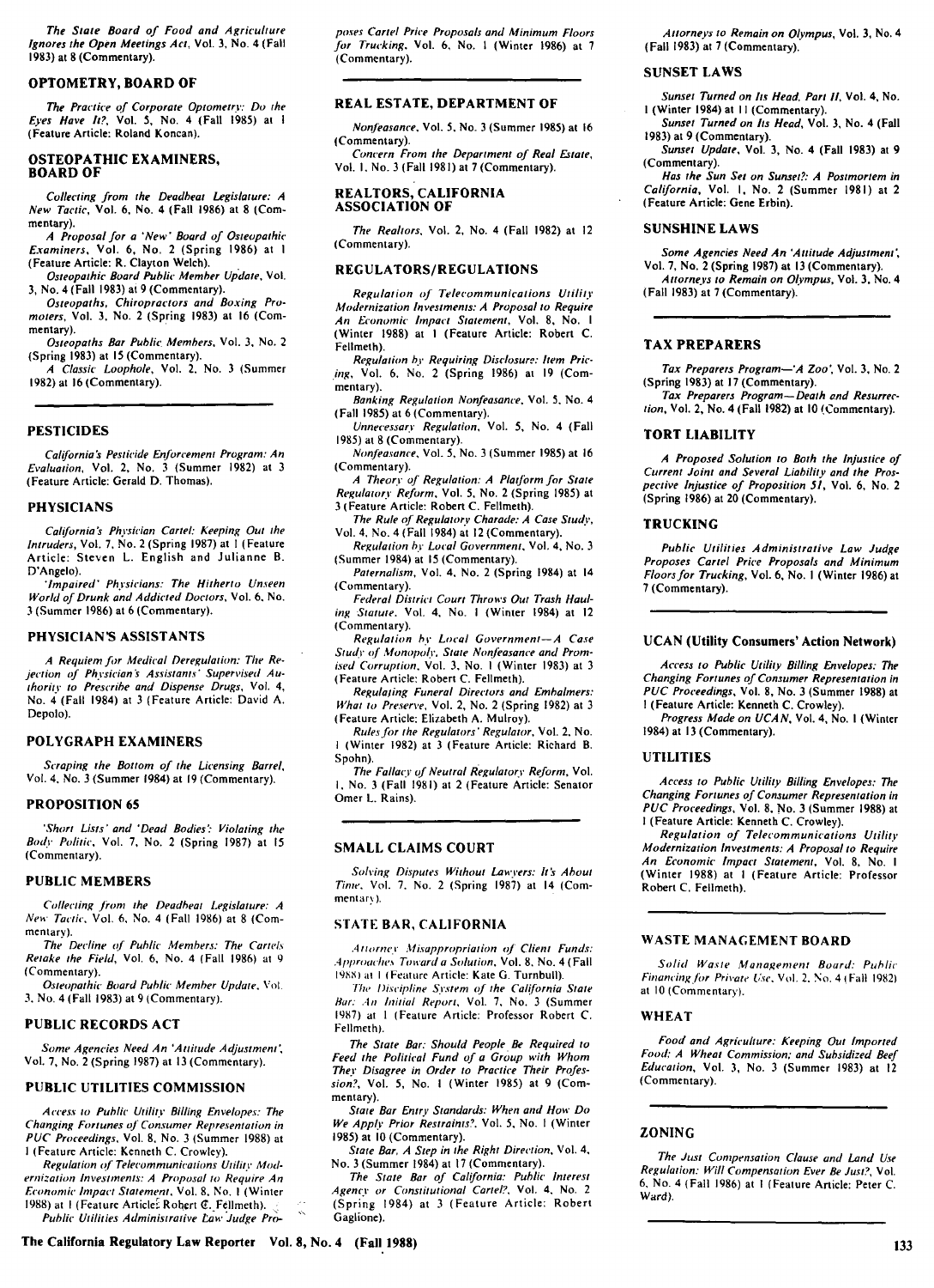*The State Board of Food and Agriculture Ignores the Open Meetings Act*, Vol. 3, No. 4 (Fall 1983) at 8 (Commentary).

## OPTOMETRY, BOARD OF

*The Practice of Corporate Optometry: Do the Eyes Have It?*, Vol. 5, No. 4 (Fall 1985) at 1 (Feature Article: Roland Koncan).

## OSTEOPATHIC EXAMINERS, BOARD OF

*Collecting from the Deadbeat Legislature: A New Tactic*, Vol. 6, No. 4 (Fall 1986) at 8 (Commentary).

*A Proposal for a 'New' Board of Osteopathic Examiners*, Vol. 6, No. 2 (Spring 1986) at 1 (Feature Article: R. Clayton Welch).

*Osteopathic Board Public Member Update*, Vol. 3, No. 4 (Fall 1983) at 9 (Commentary).

*Osteopaths, Chiropractors and Boxing Promoters*, Vol. 3, No. 2 (Spring 1983) at 16 (Commentary).

*Osteopaths Bar Public Members*, Vol. 3, No. 2 (Spring 1983) at 15 (Commentary).

*A Classic Loophole*, Vol. 2, No. 3 (Summer 1982) at 16 (Commentary).

## PESTICIDES

*California's Pesticide Enforcement Program: An Evaluation*, Vol. 2, No. 3 (Summer 1982) at 3 (Feature Article: Gerald D. Thomas).

## PHYSICIANS

*California's Physician Cartel: Keeping Out the Intruders*, Vol. 7, No. 2 (Spring 1987) at 1 (Feature Article: Steven L. English and Julianne B. D'Angelo).

*'Impaired' Physicians: The Hitherto Unseen World of Drunk and Addicted Doctors*, Vol. 6, No. 3 (Summer 1986) at 6 (Commentary).

## PHYSICIAN'S ASSISTANTS

*A Requiem for Medical Deregulation: The Rejection of Physician's Assistants' Supervised Authority to Prescribe and Dispense Drugs*, Vol. 4, No. 4 (Fall 1984) at 3 (Feature Article: David A. Depolo).

## POLYGRAPH EXAMINERS

*Scraping the Bottom of the Licensing Barrel*, Vol. 4, No. 3 (Summer 1984) at 19 (Commentary).

## PROPOSITION 65

*'Short Lists' and 'Dead Bodies': Violating the Body Politic*, Vol. 7, No. 2 (Spring 1987) at 15 (Commentary).

## PUBLIC MEMBERS

*Collecting from the Deadbeat Legislature: A New Tactic*, Vol. 6, No. 4 (Fall 1986) at 8 (Commentary).

*The Decline of Public Members: The Cartels Retake the Field*, Vol. 6, No. 4 (Fall 1986) at 9 (Commentary).

*Osteopathic Board Public Member Update*, Vol. 3, No. 4 (Fall 1983) at 9 (Commentary).

## PUBLIC RECORDS ACT

*Some Agencies Need An 'Attitude Adjustment'*, Vol. 7, No. 2 (Spring 1987) at 13 (Commentary).

## PUBLIC UTILITIES COMMISSION

*Access to Public Utility Billing Envelopes: The Changing Fortunes of Consumer Representation in PUC Proceedings*, Vol. 8, No. 3 (Summer 1988) at 1 (Feature Article: Kenneth C. Crowley).

*Regulation of Telecommunications Utility Modernization Investments: A Proposal to Require An Economic Impact Statement*, Vol. 8, No. 1 (Winter 1988) at 1 (Feature Article: Robert C. Fellmeth).

*Public Utilities Administrative Law Judge Proposes Cartel Price Proposals and Minimum Floors for Trucking*, Vol. 6, No. 1 (Winter 1986) at 7 (Commentary).

## REAL ESTATE, DEPARTMENT OF

*Nonfeasance*, Vol. 5, No. 3 (Summer 1985) at 16 (Commentary).

*Concern From the Department of Real Estate*, Vol. 1, No. 3 (Fall 1981) at 7 (Commentary).

## REALTORS, CALIFORNIA ASSOCIATION OF

*The Realtors*, Vol. 2, No. 4 (Fall 1982) at 12 (Commentary).

## REGULATORS/REGULATIONS

*Regulation of Telecommunications Utility Modernization Investments: A Proposal to Require An Economic Impact Statement*, Vol. 8, No. 1 (Winter 1988) at 1 (Feature Article: Robert C. Fellmeth).

*Regulation by Requiring Disclosure: Item Pricing*, Vol. 6, No. 2 (Spring 1986) at 19 (Commentary).

*Banking Regulation Nonfeasance*, Vol. 5, No. 4 (Fall 1985) at 6 (Commentary).

*Unnecessary Regulation*, Vol. 5, No. 4 (Fall 1985) at 8 (Commentary).

*Nonfeasance*, Vol. 5, No. 3 (Summer 1985) at 16 (Commentary).

*A Theory of Regulation: A Platform for State Regulatory Reform*, Vol. 5, No. 2 (Spring 1985) at 3 (Feature Article: Robert C. Fellmeth).

*The Rule of Regulatory Charade: A Case Study*, Vol. 4, No. 4 (Fall 1984) at 12 (Commentary).

*Regulation by Local Government*, Vol. 4, No. 3 (Summer 1984) at 15 (Commentary).

*Paternalism*, Vol. 4, No. 2 (Spring 1984) at 14 (Commentary).

*Federal District Court Throws Out Trash Hauling Statute*, Vol. 4, No. 1 (Winter 1984) at 12 (Commentary).

*Regulation by Local Government—A Case Study of Monopoly, State Nonfeasance and Promised Corruption*, Vol. 3, No. 1 (Winter 1983) at 3 (Feature Article: Robert C. Fellmeth).

*Regulating Funeral Directors and Embalmers: What to Preserve*, Vol. 2, No. 2 (Spring 1982) at 3 (Feature Article: Elizabeth A. Mulroy).

*Rules for the Regulators' Regulator*, Vol. 2, No. 1 (Winter 1982) at 3 (Feature Article: Richard B. Spohn).

*The Fallacy of Neutral Regulatory Reform*, Vol. 1, No. 3 (Fall 1981) at 2 (Feature Article: Senator Omer L. Rains).

## SMALL CLAIMS COURT

*Solving Disputes Without Lawyers: It's About Time*, Vol. 7, No. 2 (Spring 1987) at 14 (Commentary).

## STATE BAR, CALIFORNIA

*Attorney Misappropriation of Client Funds: Approaches Toward a Solution*, Vol. 8, No. 4 (Fall 1988) at 1 (Feature Article: Kate G. Turnbull).

*The Discipline System of the California State Bar: An Initial Report*, Vol. 7, No. 3 (Summer 1987) at 1 (Feature Article: Professor Robert C. Fellmeth).

*The State Bar: Should People Be Required to Feed the Political Fund of a Group with Whom They Disagree in Order to Practice Their Profession?*, Vol. 5, No. 1 (Winter 1985) at 9 (Commentary).

*State Bar Entry Standards: When and How Do We Apply Prior Restraints?*, Vol. 5, No. 1 (Winter 1985) at 10 (Commentary).

*State Bar, A Step in the Right Direction*, Vol. 4, No. 3 (Summer 1984) at 17 (Commentary).

*The State Bar of California: Public Interest Agency or Constitutional Cartel?*, Vol. 4, No. 2 (Spring 1984) at 3 (Feature Article: Robert Gaglione).

*Attorneys to Remain on Olympus*, Vol. 3, No. 4 (Fall 1983) at 7 (Commentary).

## SUNSET LAWS

*Sunset Turned on Its Head, Part II*, Vol. 4, No. 1 (Winter 1984) at 11 (Commentary).

*Sunset Turned on Its Head*, Vol. 3, No. 4 (Fall 1983) at 9 (Commentary).

*Sunset Update*, Vol. 3, No. 4 (Fall 1983) at 9 (Commentary).

*Has the Sun Set on Sunset?: A Postmortem in California*, Vol. 1, No. 2 (Summer 1981) at 2 (Feature Article: Gene Erbin).

## SUNSHINE LAWS

*Some Agencies Need An 'Attitude Adjustment'*, Vol. 7, No. 2 (Spring 1987) at 13 (Commentary).

*Attorneys to Remain on Olympus*, Vol. 3, No. 4 (Fall 1983) at 7 (Commentary).

## TAX PREPARERS

*Tax Preparers Program—'A Zoo'*, Vol. 3, No. 2 (Spring 1983) at 17 (Commentary).

*Tax Preparers Program—Death and Resurrection*, Vol. 2, No. 4 (Fall 1982) at 10 (Commentary).

## TORT LIABILITY

*A Proposed Solution to Both the Injustice of Current Joint and Several Liability and the Prospective Injustice of Proposition 51*, Vol. 6, No. 2 (Spring 1986) at 20 (Commentary).

## TRUCKING

*Public Utilities Administrative Law Judge Proposes Cartel Price Proposals and Minimum Floors for Trucking*, Vol. 6, No. 1 (Winter 1986) at 7 (Commentary).

## UCAN (Utility Consumers' Action Network)

*Access to Public Utility Billing Envelopes: The Changing Fortunes of Consumer Representation in PUC Proceedings*, Vol. 8, No. 3 (Summer 1988) at 1 (Feature Article: Kenneth C. Crowley).

*Progress Made on UCAN*, Vol. 4, No. 1 (Winter 1984) at 13 (Commentary).

## UTILITIES

*Access to Public Utility Billing Envelopes: The Changing Fortunes of Consumer Representation in PUC Proceedings*, Vol. 8, No. 3 (Summer 1988) at 1 (Feature Article: Kenneth C. Crowley).

*Regulation of Telecommunications Utility Modernization Investments: A Proposal to Require An Economic Impact Statement*, Vol. 8, No. 1 (Winter 1988) at 1 (Feature Article: Professor Robert C. Fellmeth).

## WASTE MANAGEMENT BOARD

*Solid Waste Management Board: Public Financing for Private Use*, Vol. 2, No. 4 (Fall 1982) at 10 (Commentary).

## WHEAT

*Food and Agriculture: Keeping Out Imported Food; A Wheat Commission; and Subsidized Beef Education*, Vol. 3, No. 3 (Summer 1983) at 12 (Commentary).

## ZONING

*The Just Compensation Clause and Land Use Regulation: Will Compensation Ever Be Just?*, Vol. 6, No. 4 (Fall 1986) at 1 (Feature Article: Peter C. Ward).